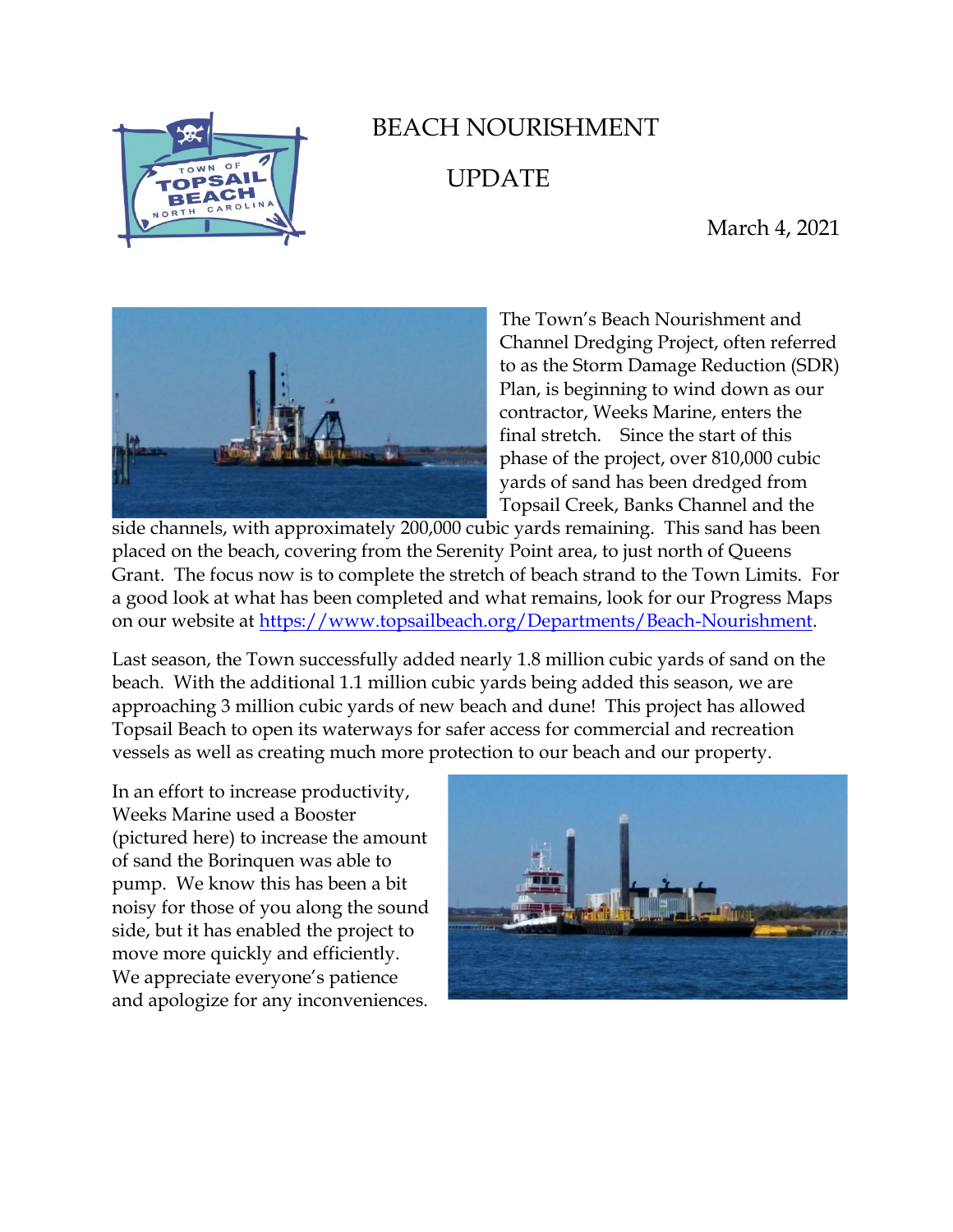# BEACH NOURISHMENT UPDATE

March 4, 2021

The Town's Beach Nourishment and Channel Dredging Project, often referred to as the Storm Damage Reduction (SDR) Plan, is beginning to wind down as our contractor, Weeks Marine, enters the final stretch. Since the start of this phase of the project, over 810,000 cubic yards of sand has been dredged from Topsail Creek, Banks Channel and the side channels, with approximately 200,000 cubic yards remaining. This sand has been placed on the beach, covering from the Serenity Point area, to just north of Queens Grant. The focus now is to complete the stretch of beach strand to the Town Limits. For a good look at what has been completed and what remains, look for our Progress Maps on our website at [https://www.topsailbeach.org/Departments/Beach-Nourishment](https://www.topsailbeach.org/Departments/Beach-Nourishment).

Last season, the Town successfully added nearly 1.8 million cubic yards of sand on the beach. With the additional 1.1 million cubic yards being added this season, we are approaching 3 million cubic yards of new beach and dune! This project has allowed Topsail Beach to open its waterways for safer access for commercial and recreation vessels as well as creating much more protection to our beach and our property.

In an effort to increase productivity, Weeks Marine used a Booster (pictured here) to increase the amount of sand the Borinquen was able to pump. We know this has been a bit noisy for those of you along the sound side, but it has enabled the project to move more quickly and efficiently. We appreciate everyone's patience and apologize for any inconveniences.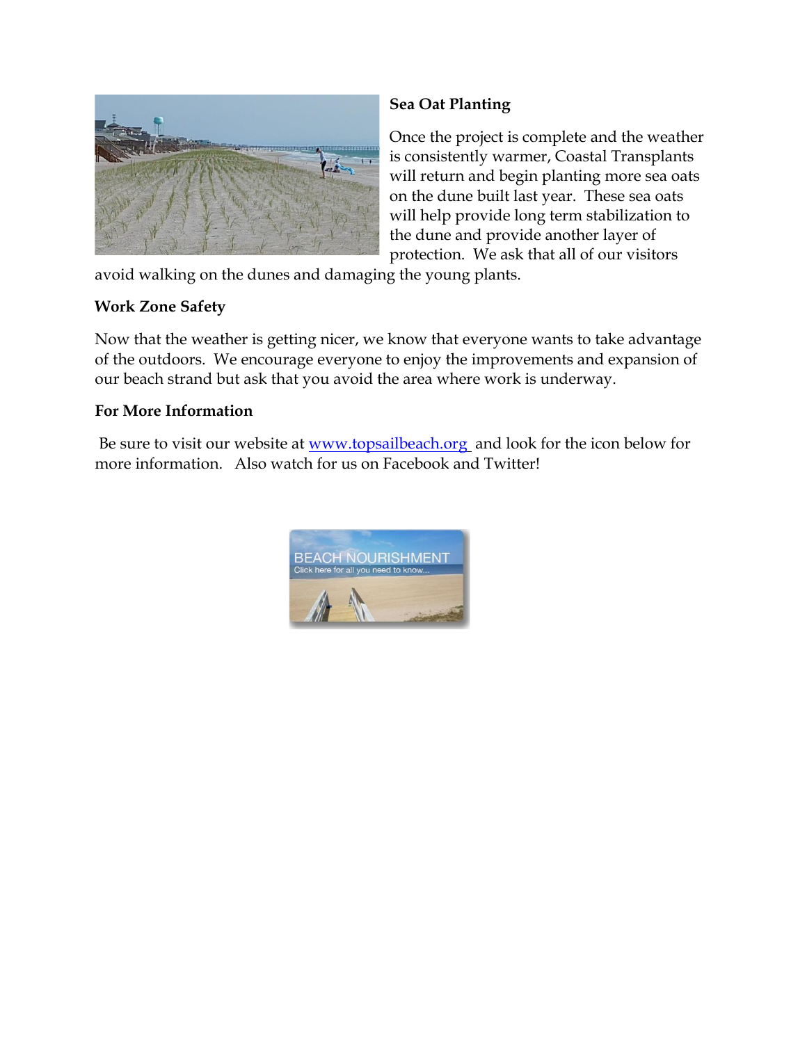**Sea Oat Planting**

Once the project is complete and the weather is consistently warmer, Coastal Transplants will return and begin planting more sea oats on the dune built last year. These sea oats will help provide long term stabilization to the dune and provide another layer of protection. We ask that all of our visitors avoid walking on the dunes and damaging the young plants.

**Work Zone Safety**

Now that the weather is getting nicer, we know that everyone wants to take advantage of the outdoors. We encourage everyone to enjoy the improvements and expansion of our beach strand but ask that you avoid the area where work is underway.

**For More Information**

Be sure to visit our website at www.topsailbeach.org and look for the icon below for more information. Also watch for us on Facebook and Twitter!